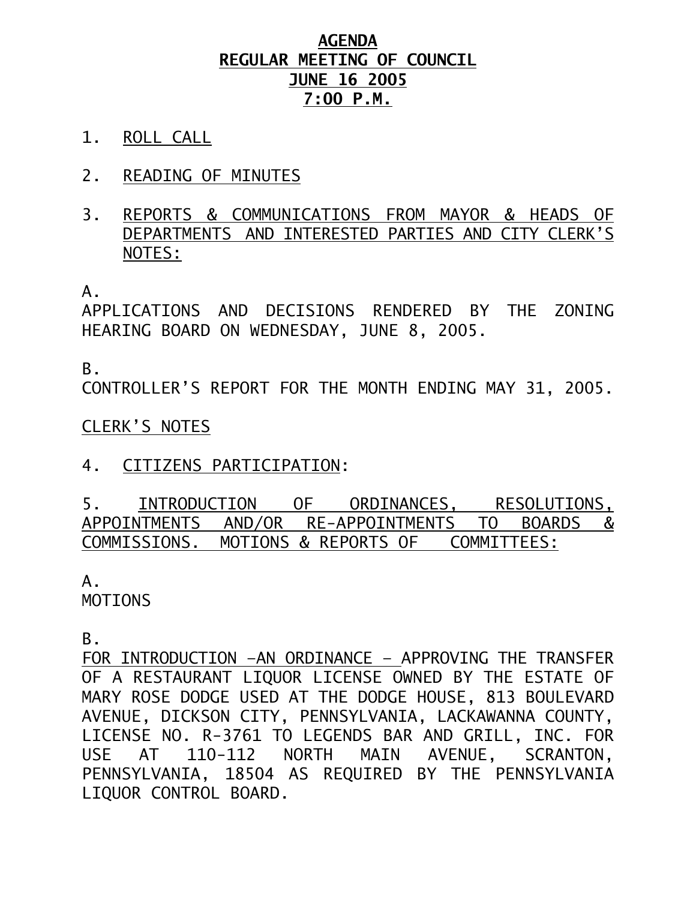# AGENDA
# REGULAR MEETING OF COUNCIL
# JUNE 16 2005
# 7:00 P.M.

1. ROLL CALL

2. READING OF MINUTES

3. REPORTS & COMMUNICATIONS FROM MAYOR & HEADS OF DEPARTMENTS AND INTERESTED PARTIES AND CITY CLERK'S NOTES:

A.
APPLICATIONS AND DECISIONS RENDERED BY THE ZONING HEARING BOARD ON WEDNESDAY, JUNE 8, 2005.

B.
CONTROLLER'S REPORT FOR THE MONTH ENDING MAY 31, 2005.

CLERK'S NOTES

4. CITIZENS PARTICIPATION:

5. INTRODUCTION OF ORDINANCES, RESOLUTIONS, APPOINTMENTS AND/OR RE-APPOINTMENTS TO BOARDS & COMMISSIONS. MOTIONS & REPORTS OF COMMITTEES:

A.
MOTIONS

B.
FOR INTRODUCTION –AN ORDINANCE – APPROVING THE TRANSFER OF A RESTAURANT LIQUOR LICENSE OWNED BY THE ESTATE OF MARY ROSE DODGE USED AT THE DODGE HOUSE, 813 BOULEVARD AVENUE, DICKSON CITY, PENNSYLVANIA, LACKAWANNA COUNTY, LICENSE NO. R-3761 TO LEGENDS BAR AND GRILL, INC. FOR USE AT 110-112 NORTH MAIN AVENUE, SCRANTON, PENNSYLVANIA, 18504 AS REQUIRED BY THE PENNSYLVANIA LIQUOR CONTROL BOARD.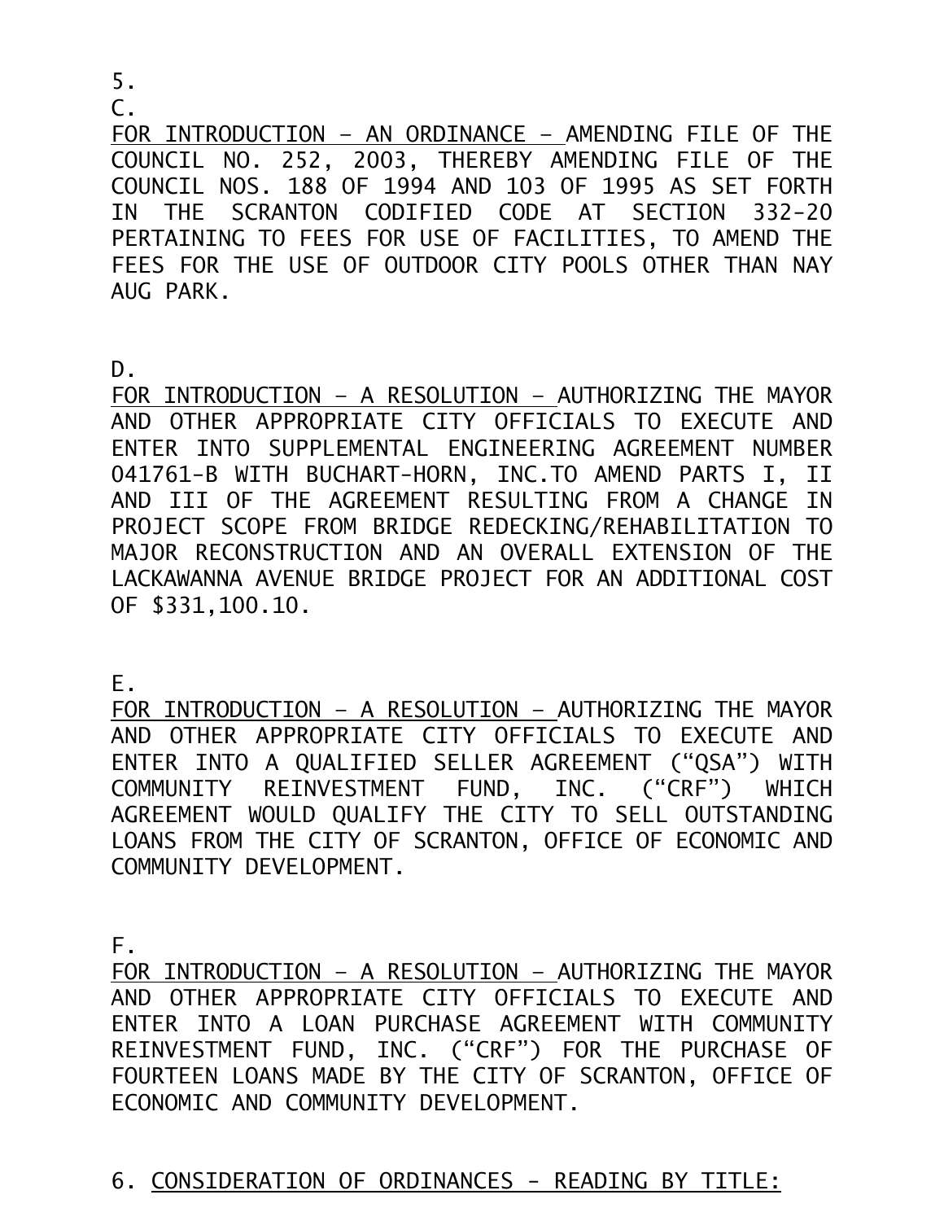5.

C.

<u>FOR INTRODUCTION – AN ORDINANCE – </u>AMENDING FILE OF THE COUNCIL NO. 252, 2003, THEREBY AMENDING FILE OF THE COUNCIL NOS. 188 OF 1994 AND 103 OF 1995 AS SET FORTH IN THE SCRANTON CODIFIED CODE AT SECTION 332-20 PERTAINING TO FEES FOR USE OF FACILITIES, TO AMEND THE FEES FOR THE USE OF OUTDOOR CITY POOLS OTHER THAN NAY AUG PARK.

D.

<u>FOR INTRODUCTION – A RESOLUTION – </u>AUTHORIZING THE MAYOR AND OTHER APPROPRIATE CITY OFFICIALS TO EXECUTE AND ENTER INTO SUPPLEMENTAL ENGINEERING AGREEMENT NUMBER 041761-B WITH BUCHART-HORN, INC.TO AMEND PARTS I, II AND III OF THE AGREEMENT RESULTING FROM A CHANGE IN PROJECT SCOPE FROM BRIDGE REDECKING/REHABILITATION TO MAJOR RECONSTRUCTION AND AN OVERALL EXTENSION OF THE LACKAWANNA AVENUE BRIDGE PROJECT FOR AN ADDITIONAL COST OF $331,100.10.

E.

<u>FOR INTRODUCTION – A RESOLUTION – </u>AUTHORIZING THE MAYOR AND OTHER APPROPRIATE CITY OFFICIALS TO EXECUTE AND ENTER INTO A QUALIFIED SELLER AGREEMENT ("QSA") WITH COMMUNITY REINVESTMENT FUND, INC. ("CRF") WHICH AGREEMENT WOULD QUALIFY THE CITY TO SELL OUTSTANDING LOANS FROM THE CITY OF SCRANTON, OFFICE OF ECONOMIC AND COMMUNITY DEVELOPMENT.

F.

<u>FOR INTRODUCTION – A RESOLUTION – </u>AUTHORIZING THE MAYOR AND OTHER APPROPRIATE CITY OFFICIALS TO EXECUTE AND ENTER INTO A LOAN PURCHASE AGREEMENT WITH COMMUNITY REINVESTMENT FUND, INC. ("CRF") FOR THE PURCHASE OF FOURTEEN LOANS MADE BY THE CITY OF SCRANTON, OFFICE OF ECONOMIC AND COMMUNITY DEVELOPMENT.

6. <u>CONSIDERATION OF ORDINANCES - READING BY TITLE:</u>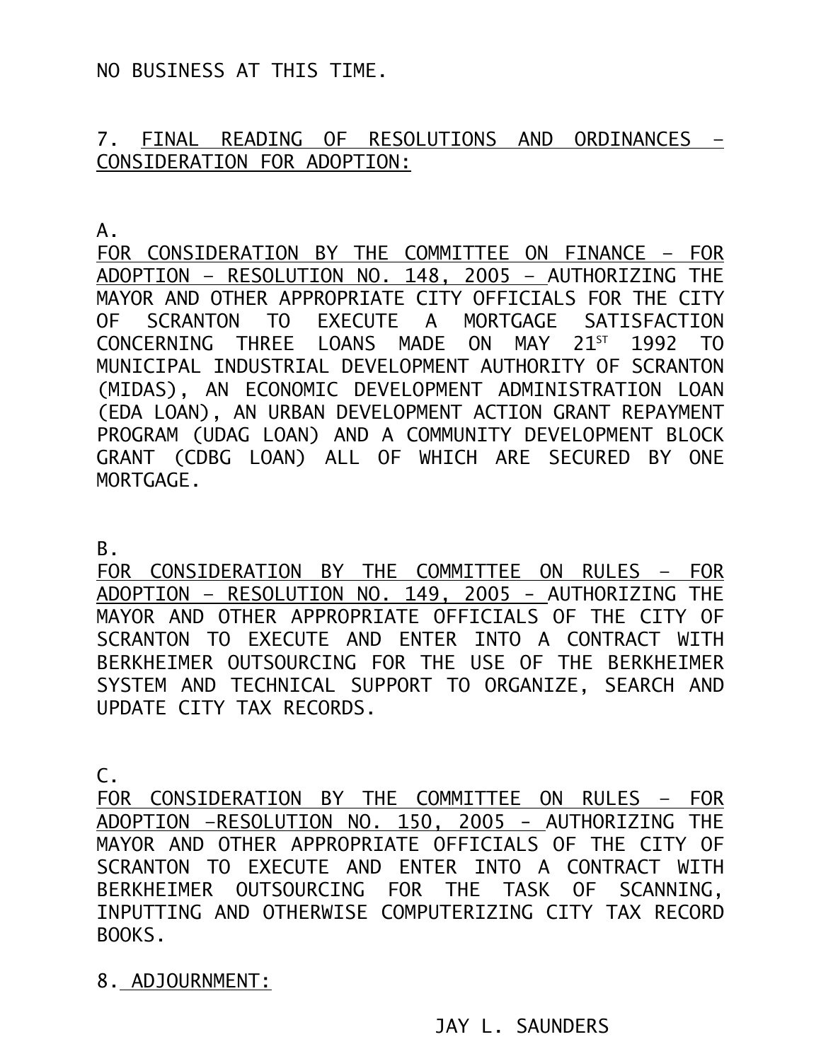NO BUSINESS AT THIS TIME.

7. FINAL READING OF RESOLUTIONS AND ORDINANCES – CONSIDERATION FOR ADOPTION:

A.

FOR CONSIDERATION BY THE COMMITTEE ON FINANCE – FOR ADOPTION – RESOLUTION NO. 148, 2005 – AUTHORIZING THE MAYOR AND OTHER APPROPRIATE CITY OFFICIALS FOR THE CITY OF SCRANTON TO EXECUTE A MORTGAGE SATISFACTION CONCERNING THREE LOANS MADE ON MAY 21ST 1992 TO MUNICIPAL INDUSTRIAL DEVELOPMENT AUTHORITY OF SCRANTON (MIDAS), AN ECONOMIC DEVELOPMENT ADMINISTRATION LOAN (EDA LOAN), AN URBAN DEVELOPMENT ACTION GRANT REPAYMENT PROGRAM (UDAG LOAN) AND A COMMUNITY DEVELOPMENT BLOCK GRANT (CDBG LOAN) ALL OF WHICH ARE SECURED BY ONE MORTGAGE.

B.

FOR CONSIDERATION BY THE COMMITTEE ON RULES – FOR ADOPTION – RESOLUTION NO. 149, 2005 - AUTHORIZING THE MAYOR AND OTHER APPROPRIATE OFFICIALS OF THE CITY OF SCRANTON TO EXECUTE AND ENTER INTO A CONTRACT WITH BERKHEIMER OUTSOURCING FOR THE USE OF THE BERKHEIMER SYSTEM AND TECHNICAL SUPPORT TO ORGANIZE, SEARCH AND UPDATE CITY TAX RECORDS.

C.

FOR CONSIDERATION BY THE COMMITTEE ON RULES – FOR ADOPTION –RESOLUTION NO. 150, 2005 - AUTHORIZING THE MAYOR AND OTHER APPROPRIATE OFFICIALS OF THE CITY OF SCRANTON TO EXECUTE AND ENTER INTO A CONTRACT WITH BERKHEIMER OUTSOURCING FOR THE TASK OF SCANNING, INPUTTING AND OTHERWISE COMPUTERIZING CITY TAX RECORD BOOKS.

8. ADJOURNMENT:

JAY L. SAUNDERS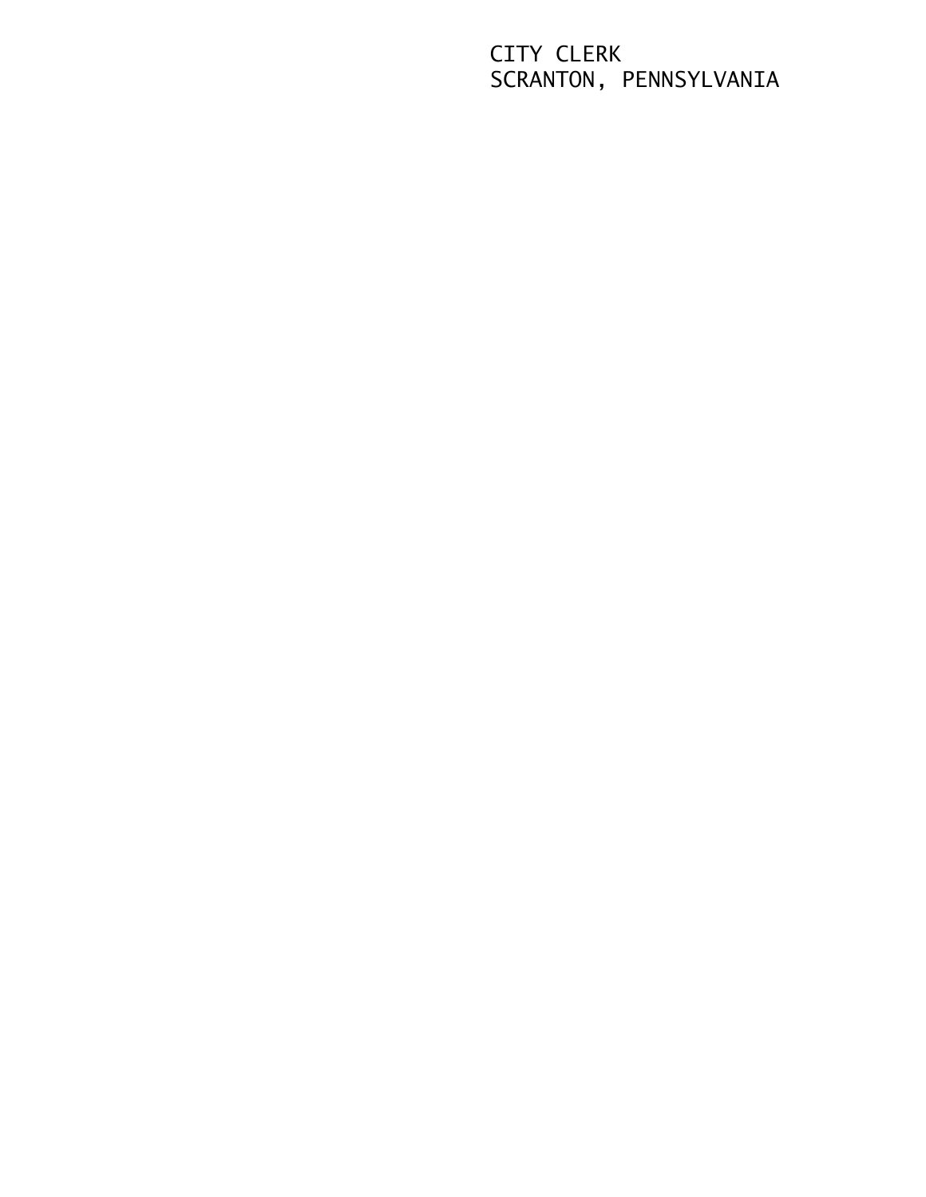CITY CLERK
SCRANTON, PENNSYLVANIA